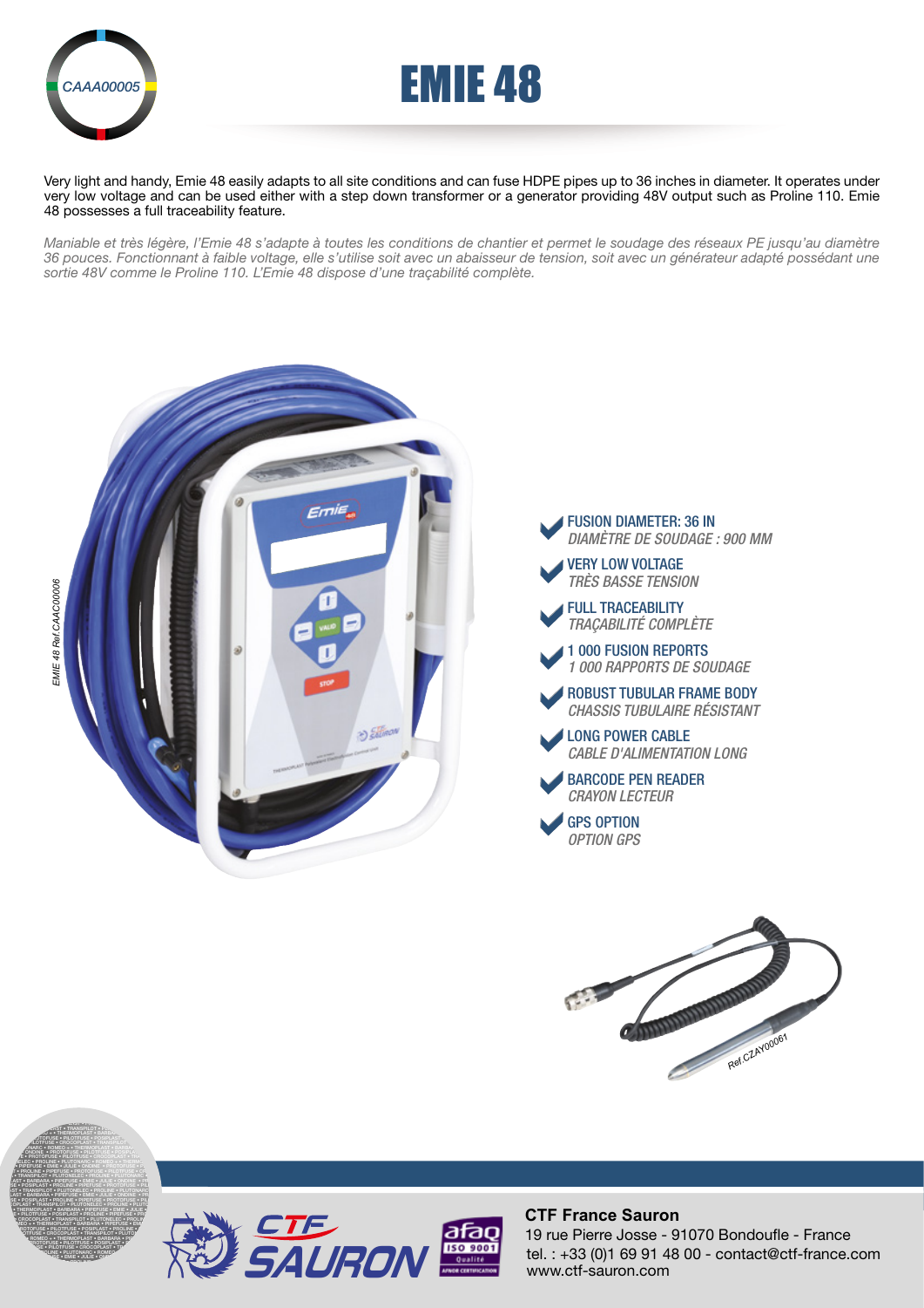CAAA00005

# EMIE 48

Very light and handy, Emie 48 easily adapts to all site conditions and can fuse HDPE pipes up to 36 inches in diameter. It operates under very low voltage and can be used either with a step down transformer or a generator providing 48V output such as Proline 110. Emie 48 possesses a full traceability feature.

*Maniable et très légère, l'Emie 48 s'adapte à toutes les conditions de chantier et permet le soudage des réseaux PE jusqu'au diamètre 36 pouces. Fonctionnant à faible voltage, elle s'utilise soit avec un abaisseur de tension, soit avec un générateur adapté possédant une sortie 48V comme le Proline 110. L'Emie 48 dispose d'une traçabilité complète.*

*EMIE 48 Ref.CAAC00006*

- **FUSION DIAMETER: 36 IN**
  *DIAMÈTRE DE SOUDAGE : 900 MM*
- **VERY LOW VOLTAGE**
  *TRÈS BASSE TENSION*
- **FULL TRACEABILITY**
  *TRAÇABILITÉ COMPLÈTE*
- **1 000 FUSION REPORTS**
  *1 000 RAPPORTS DE SOUDAGE*
- **ROBUST TUBULAR FRAME BODY**
  *CHASSIS TUBULAIRE RÉSISTANT*
- **LONG POWER CABLE**
  *CABLE D'ALIMENTATION LONG*
- **BARCODE PEN READER**
  *CRAYON LECTEUR*
- **GPS OPTION**
  *OPTION GPS*

Ref.CZAY00061

**CTF France Sauron**
19 rue Pierre Josse - 91070 Bondoufle - France
tel. : +33 (0)1 69 91 48 00 - contact@ctf-france.com
www.ctf-sauron.com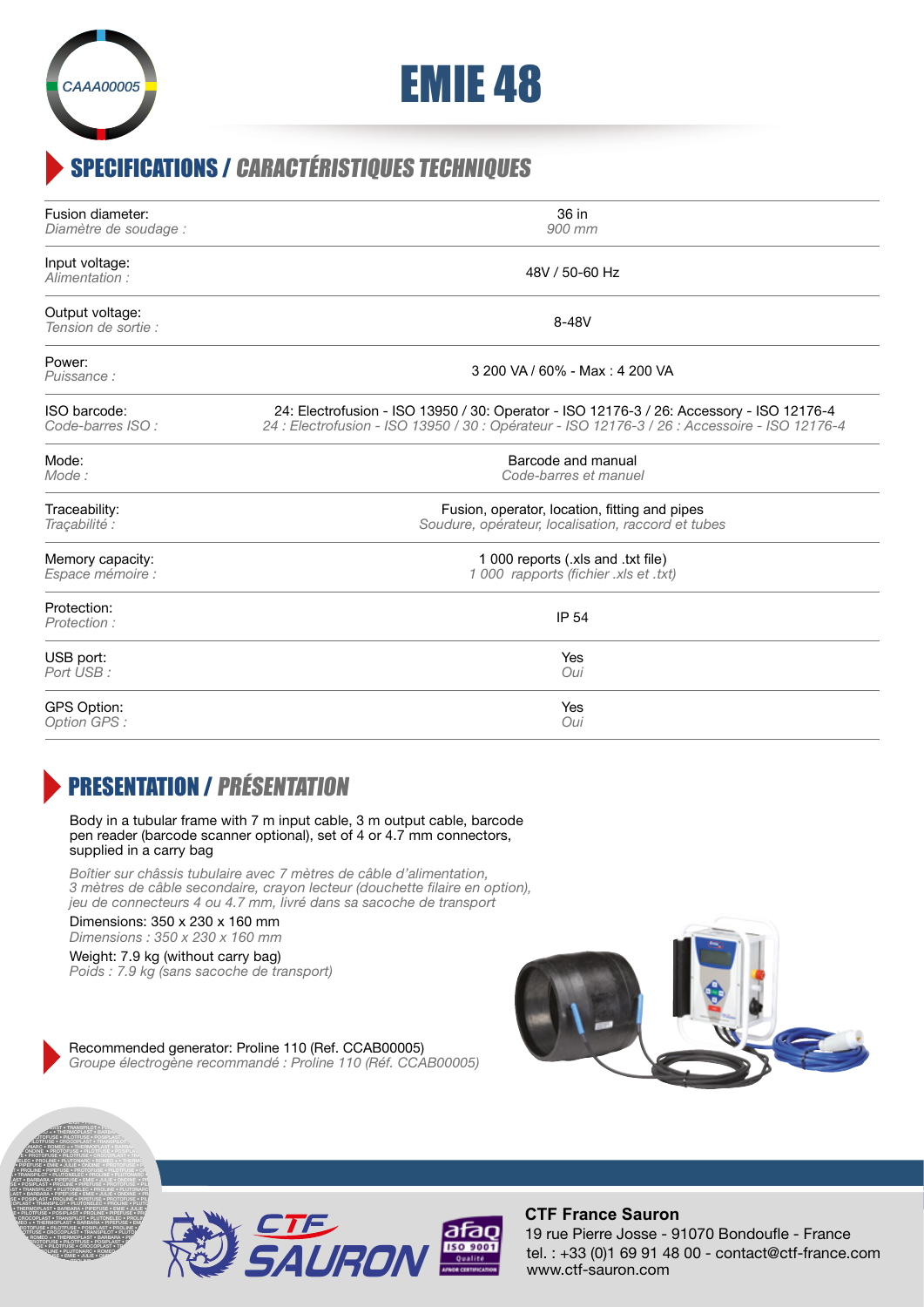CAAA00005

# EMIE 48

## SPECIFICATIONS / *CARACTÉRISTIQUES TECHNIQUES*

| | |
|---|---|
| Fusion diameter:<br>*Diamètre de soudage :* | 36 in<br>*900 mm* |
| Input voltage:<br>*Alimentation :* | 48V / 50-60 Hz |
| Output voltage:<br>*Tension de sortie :* | 8-48V |
| Power:<br>*Puissance :* | 3 200 VA / 60% - Max : 4 200 VA |
| ISO barcode:<br>*Code-barres ISO :* | 24: Electrofusion - ISO 13950 / 30: Operator - ISO 12176-3 / 26: Accessory - ISO 12176-4<br>*24 : Electrofusion - ISO 13950 / 30 : Opérateur - ISO 12176-3 / 26 : Accessoire - ISO 12176-4* |
| Mode:<br>*Mode :* | Barcode and manual<br>*Code-barres et manuel* |
| Traceability:<br>*Traçabilité :* | Fusion, operator, location, fitting and pipes<br>*Soudure, opérateur, localisation, raccord et tubes* |
| Memory capacity:<br>*Espace mémoire :* | 1 000 reports (.xls and .txt file)<br>*1 000 rapports (fichier .xls et .txt)* |
| Protection:<br>*Protection :* | IP 54 |
| USB port:<br>*Port USB :* | Yes<br>*Oui* |
| GPS Option:<br>*Option GPS :* | Yes<br>*Oui* |

## PRESENTATION / *PRÉSENTATION*

Body in a tubular frame with 7 m input cable, 3 m output cable, barcode pen reader (barcode scanner optional), set of 4 or 4.7 mm connectors, supplied in a carry bag

*Boîtier sur châssis tubulaire avec 7 mètres de câble d'alimentation, 3 mètres de câble secondaire, crayon lecteur (douchette filaire en option), jeu de connecteurs 4 ou 4.7 mm, livré dans sa sacoche de transport*

Dimensions: 350 x 230 x 160 mm
*Dimensions : 350 x 230 x 160 mm*

Weight: 7.9 kg (without carry bag)
*Poids : 7.9 kg (sans sacoche de transport)*

Recommended generator: Proline 110 (Ref. CCAB00005)
*Groupe électrogène recommandé : Proline 110 (Réf. CCAB00005)*

**CTF France Sauron**
19 rue Pierre Josse - 91070 Bondoufle - France
tel. : +33 (0)1 69 91 48 00 - contact@ctf-france.com
www.ctf-sauron.com